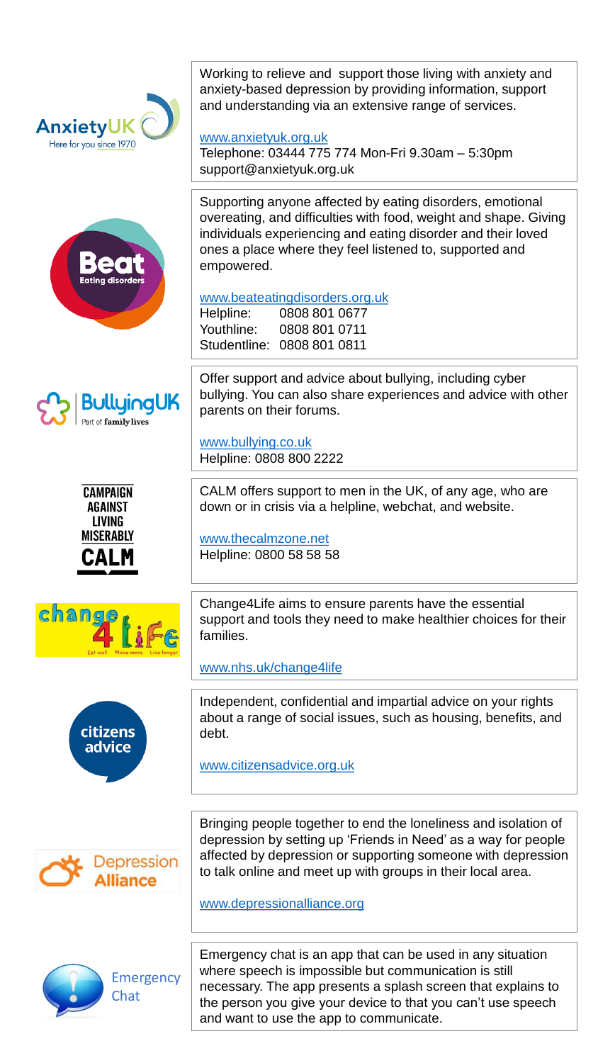**AnxietyUK**
Here for you since 1970

Working to relieve and support those living with anxiety and anxiety-based depression by providing information, support and understanding via an extensive range of services.

www.anxietyuk.org.uk
Telephone: 03444 775 774 Mon-Fri 9.30am – 5:30pm
support@anxietyuk.org.uk

---

**Beat**
Eating disorders

Supporting anyone affected by eating disorders, emotional overeating, and difficulties with food, weight and shape. Giving individuals experiencing and eating disorder and their loved ones a place where they feel listened to, supported and empowered.

www.beateatingdisorders.org.uk
Helpline: 0808 801 0677
Youthline: 0808 801 0711
Studentline: 0808 801 0811

---

**BullyingUK**
Part of family lives

Offer support and advice about bullying, including cyber bullying. You can also share experiences and advice with other parents on their forums.

www.bullying.co.uk
Helpline: 0808 800 2222

---

**CAMPAIGN AGAINST LIVING MISERABLY**
**CALM**

CALM offers support to men in the UK, of any age, who are down or in crisis via a helpline, webchat, and website.

www.thecalmzone.net
Helpline: 0800 58 58 58

---

**change 4 Life**
Eat well Move more Live longer

Change4Life aims to ensure parents have the essential support and tools they need to make healthier choices for their families.

www.nhs.uk/change4life

---

**citizens advice**

Independent, confidential and impartial advice on your rights about a range of social issues, such as housing, benefits, and debt.

www.citizensadvice.org.uk

---

**Depression Alliance**

Bringing people together to end the loneliness and isolation of depression by setting up 'Friends in Need' as a way for people affected by depression or supporting someone with depression to talk online and meet up with groups in their local area.

www.depressionalliance.org

---

**Emergency Chat**

Emergency chat is an app that can be used in any situation where speech is impossible but communication is still necessary. The app presents a splash screen that explains to the person you give your device to that you can't use speech and want to use the app to communicate.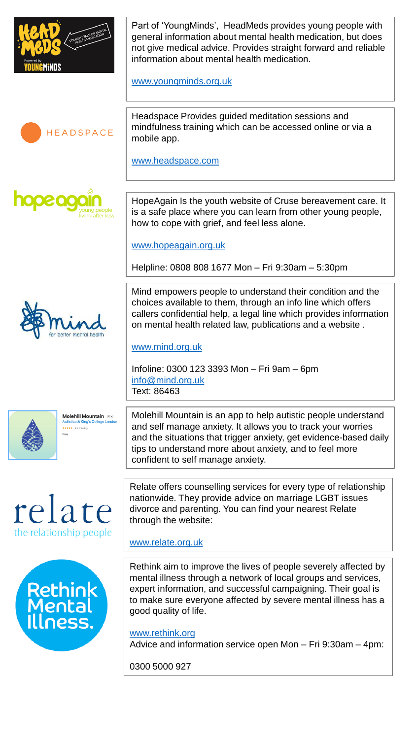Part of 'YoungMinds', HeadMeds provides young people with general information about mental health medication, but does not give medical advice. Provides straight forward and reliable information about mental health medication.

www.youngminds.org.uk

Headspace Provides guided meditation sessions and mindfulness training which can be accessed online or via a mobile app.

www.headspace.com

HopeAgain Is the youth website of Cruse bereavement care. It is a safe place where you can learn from other young people, how to cope with grief, and feel less alone.

www.hopeagain.org.uk

Helpline: 0808 808 1677 Mon – Fri 9:30am – 5:30pm

Mind empowers people to understand their condition and the choices available to them, through an info line which offers callers confidential help, a legal line which provides information on mental health related law, publications and a website .

www.mind.org.uk

Infoline: 0300 123 3393 Mon – Fri 9am – 6pm
info@mind.org.uk
Text: 86463

Molehill Mountain is an app to help autistic people understand and self manage anxiety. It allows you to track your worries and the situations that trigger anxiety, get evidence-based daily tips to understand more about anxiety, and to feel more confident to self manage anxiety.

Relate offers counselling services for every type of relationship nationwide. They provide advice on marriage LGBT issues divorce and parenting. You can find your nearest Relate through the website:

www.relate.org.uk

Rethink aim to improve the lives of people severely affected by mental illness through a network of local groups and services, expert information, and successful campaigning. Their goal is to make sure everyone affected by severe mental illness has a good quality of life.

www.rethink.org
Advice and information service open Mon – Fri 9:30am – 4pm:

0300 5000 927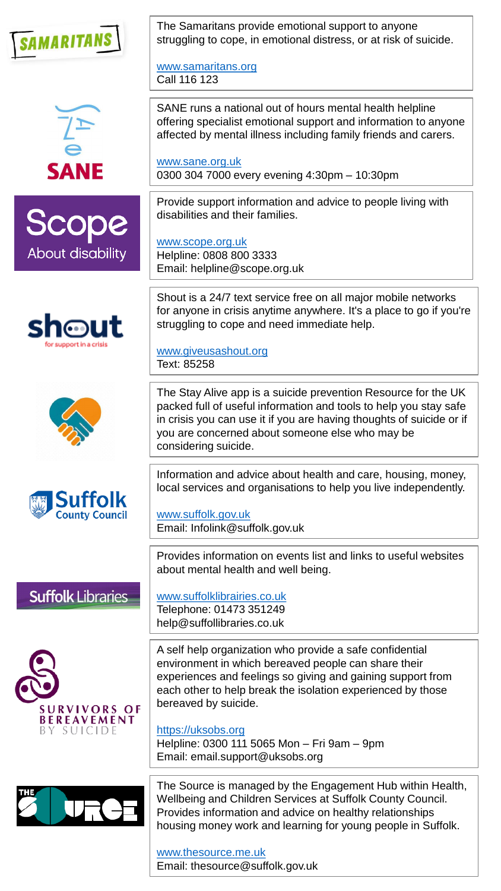**SAMARITANS**

The Samaritans provide emotional support to anyone struggling to cope, in emotional distress, or at risk of suicide.

www.samaritans.org
Call 116 123

---

**SANE**

SANE runs a national out of hours mental health helpline offering specialist emotional support and information to anyone affected by mental illness including family friends and carers.

www.sane.org.uk
0300 304 7000 every evening 4:30pm – 10:30pm

---

**Scope** About disability

Provide support information and advice to people living with disabilities and their families.

www.scope.org.uk
Helpline: 0808 800 3333
Email: helpline@scope.org.uk

---

**shout** for support in a crisis

Shout is a 24/7 text service free on all major mobile networks for anyone in crisis anytime anywhere. It's a place to go if you're struggling to cope and need immediate help.

www.giveusashout.org
Text: 85258

---

The Stay Alive app is a suicide prevention Resource for the UK packed full of useful information and tools to help you stay safe in crisis you can use it if you are having thoughts of suicide or if you are concerned about someone else who may be considering suicide.

---

**Suffolk County Council**

Information and advice about health and care, housing, money, local services and organisations to help you live independently.

www.suffolk.gov.uk
Email: Infolink@suffolk.gov.uk

---

**Suffolk Libraries**

Provides information on events list and links to useful websites about mental health and well being.

www.suffolklibrairies.co.uk
Telephone: 01473 351249
help@suffollibraries.co.uk

---

**SURVIVORS OF BEREAVEMENT BY SUICIDE**

A self help organization who provide a safe confidential environment in which bereaved people can share their experiences and feelings so giving and gaining support from each other to help break the isolation experienced by those bereaved by suicide.

https://uksobs.org
Helpline: 0300 111 5065 Mon – Fri 9am – 9pm
Email: email.support@uksobs.org

---

**THE SOURCE**

The Source is managed by the Engagement Hub within Health, Wellbeing and Children Services at Suffolk County Council. Provides information and advice on healthy relationships housing money work and learning for young people in Suffolk.

www.thesource.me.uk
Email: thesource@suffolk.gov.uk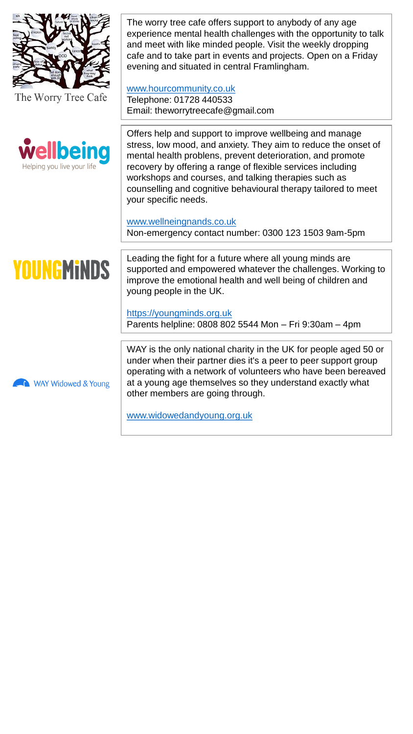The Worry Tree Cafe

The worry tree cafe offers support to anybody of any age experience mental health challenges with the opportunity to talk and meet with like minded people. Visit the weekly dropping cafe and to take part in events and projects. Open on a Friday evening and situated in central Framlingham.

www.hourcommunity.co.uk
Telephone: 01728 440533
Email: theworrytreecafe@gmail.com

wellbeing
Helping you live your life

Offers help and support to improve wellbeing and manage stress, low mood, and anxiety. They aim to reduce the onset of mental health problems, prevent deterioration, and promote recovery by offering a range of flexible services including workshops and courses, and talking therapies such as counselling and cognitive behavioural therapy tailored to meet your specific needs.

www.wellneingnands.co.uk
Non-emergency contact number: 0300 123 1503 9am-5pm

YOUNGMINDS

Leading the fight for a future where all young minds are supported and empowered whatever the challenges. Working to improve the emotional health and well being of children and young people in the UK.

https://youngminds.org.uk
Parents helpline: 0808 802 5544 Mon – Fri 9:30am – 4pm

WAY Widowed & Young

WAY is the only national charity in the UK for people aged 50 or under when their partner dies it's a peer to peer support group operating with a network of volunteers who have been bereaved at a young age themselves so they understand exactly what other members are going through.

www.widowedandyoung.org.uk